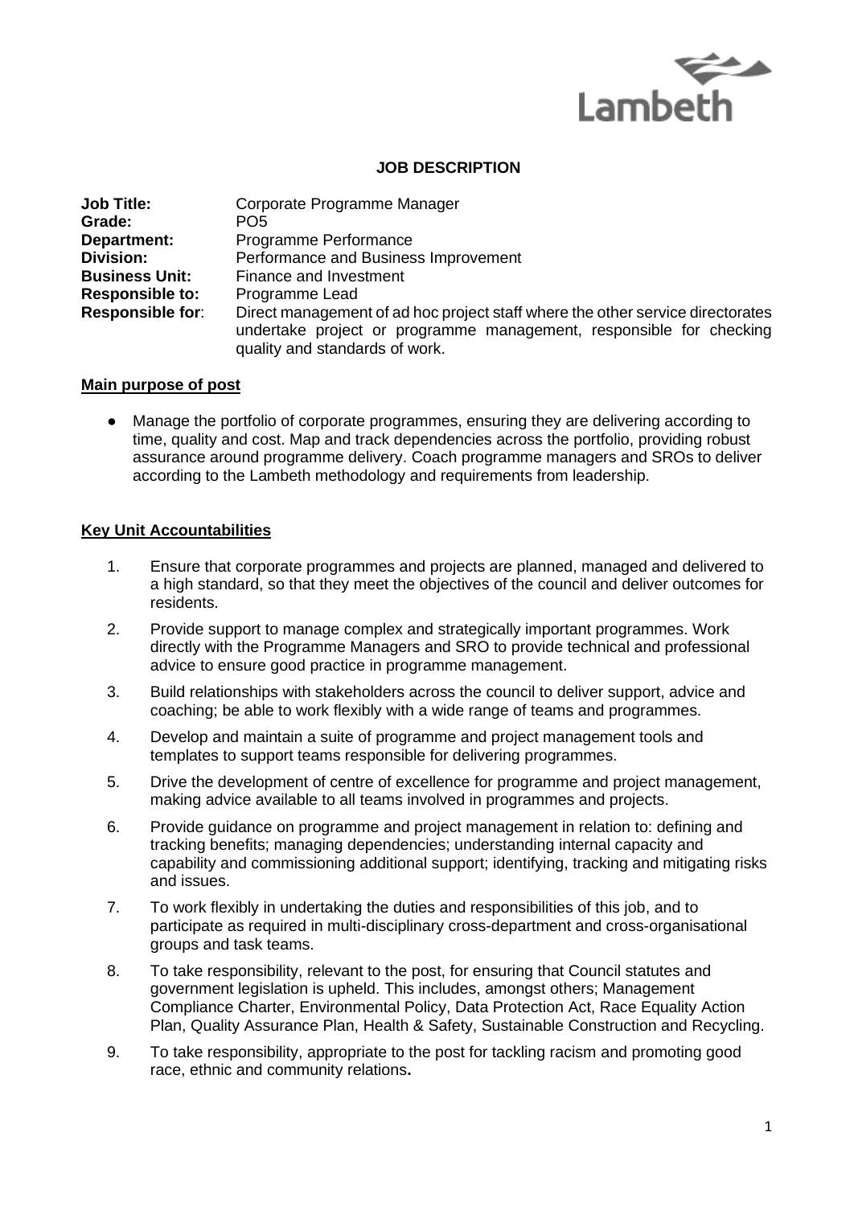Lambeth

# JOB DESCRIPTION

**Job Title:** Corporate Programme Manager
**Grade:** PO5
**Department:** Programme Performance
**Division:** Performance and Business Improvement
**Business Unit:** Finance and Investment
**Responsible to:** Programme Lead
**Responsible for**: Direct management of ad hoc project staff where the other service directorates undertake project or programme management, responsible for checking quality and standards of work.

## Main purpose of post

- Manage the portfolio of corporate programmes, ensuring they are delivering according to time, quality and cost. Map and track dependencies across the portfolio, providing robust assurance around programme delivery. Coach programme managers and SROs to deliver according to the Lambeth methodology and requirements from leadership.

## Key Unit Accountabilities

1. Ensure that corporate programmes and projects are planned, managed and delivered to a high standard, so that they meet the objectives of the council and deliver outcomes for residents.
2. Provide support to manage complex and strategically important programmes. Work directly with the Programme Managers and SRO to provide technical and professional advice to ensure good practice in programme management.
3. Build relationships with stakeholders across the council to deliver support, advice and coaching; be able to work flexibly with a wide range of teams and programmes.
4. Develop and maintain a suite of programme and project management tools and templates to support teams responsible for delivering programmes.
5. Drive the development of centre of excellence for programme and project management, making advice available to all teams involved in programmes and projects.
6. Provide guidance on programme and project management in relation to: defining and tracking benefits; managing dependencies; understanding internal capacity and capability and commissioning additional support; identifying, tracking and mitigating risks and issues.
7. To work flexibly in undertaking the duties and responsibilities of this job, and to participate as required in multi-disciplinary cross-department and cross-organisational groups and task teams.
8. To take responsibility, relevant to the post, for ensuring that Council statutes and government legislation is upheld. This includes, amongst others; Management Compliance Charter, Environmental Policy, Data Protection Act, Race Equality Action Plan, Quality Assurance Plan, Health & Safety, Sustainable Construction and Recycling.
9. To take responsibility, appropriate to the post for tackling racism and promoting good race, ethnic and community relations**.**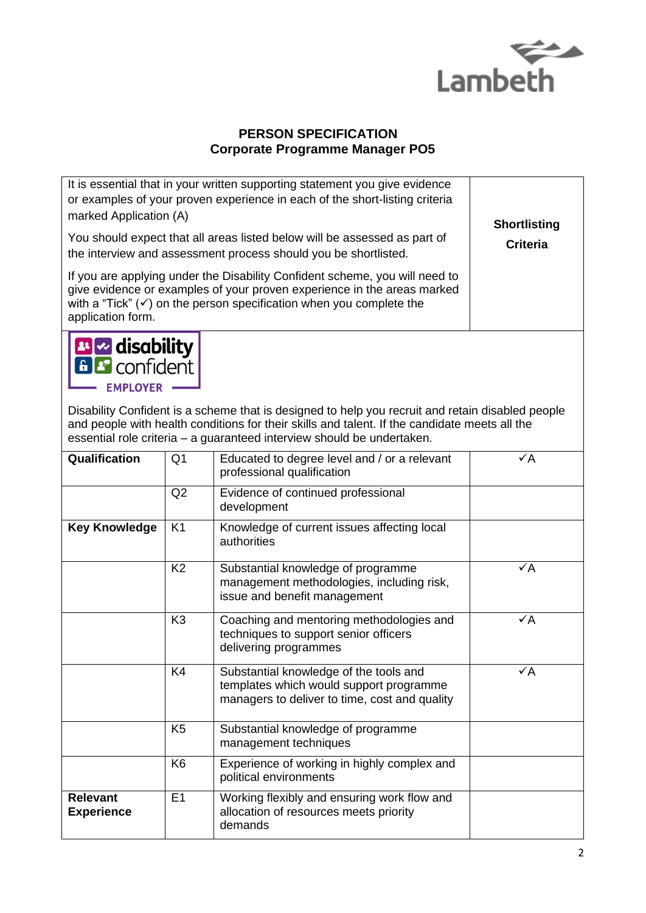## PERSON SPECIFICATION
## Corporate Programme Manager PO5

| It is essential that in your written supporting statement you give evidence or examples of your proven experience in each of the short-listing criteria marked Application (A)<br><br>You should expect that all areas listed below will be assessed as part of the interview and assessment process should you be shortlisted.<br><br>If you are applying under the Disability Confident scheme, you will need to give evidence or examples of your proven experience in the areas marked with a "Tick" (✓) on the person specification when you complete the application form. | | | **Shortlisting Criteria** |
|---|---|---|---|
| disability confident EMPLOYER<br><br>Disability Confident is a scheme that is designed to help you recruit and retain disabled people and people with health conditions for their skills and talent. If the candidate meets all the essential role criteria – a guaranteed interview should be undertaken. | | | |
| **Qualification** | Q1 | Educated to degree level and / or a relevant professional qualification | ✓A |
| | Q2 | Evidence of continued professional development | |
| **Key Knowledge** | K1 | Knowledge of current issues affecting local authorities | |
| | K2 | Substantial knowledge of programme management methodologies, including risk, issue and benefit management | ✓A |
| | K3 | Coaching and mentoring methodologies and techniques to support senior officers delivering programmes | ✓A |
| | K4 | Substantial knowledge of the tools and templates which would support programme managers to deliver to time, cost and quality | ✓A |
| | K5 | Substantial knowledge of programme management techniques | |
| | K6 | Experience of working in highly complex and political environments | |
| **Relevant Experience** | E1 | Working flexibly and ensuring work flow and allocation of resources meets priority demands | |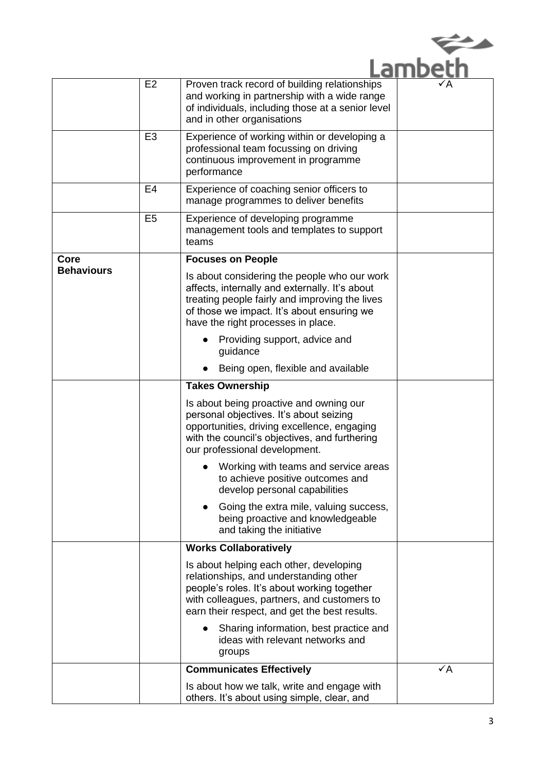| | | | |
|---|---|---|---|
| | E2 | Proven track record of building relationships and working in partnership with a wide range of individuals, including those at a senior level and in other organisations | ✓A |
| | E3 | Experience of working within or developing a professional team focussing on driving continuous improvement in programme performance | |
| | E4 | Experience of coaching senior officers to manage programmes to deliver benefits | |
| | E5 | Experience of developing programme management tools and templates to support teams | |
| **Core Behaviours** | | **Focuses on People**<br><br>Is about considering the people who our work affects, internally and externally. It's about treating people fairly and improving the lives of those we impact. It's about ensuring we have the right processes in place.<br><br>● Providing support, advice and guidance<br>● Being open, flexible and available | |
| | | **Takes Ownership**<br><br>Is about being proactive and owning our personal objectives. It's about seizing opportunities, driving excellence, engaging with the council's objectives, and furthering our professional development.<br><br>● Working with teams and service areas to achieve positive outcomes and develop personal capabilities<br>● Going the extra mile, valuing success, being proactive and knowledgeable and taking the initiative | |
| | | **Works Collaboratively**<br><br>Is about helping each other, developing relationships, and understanding other people's roles. It's about working together with colleagues, partners, and customers to earn their respect, and get the best results.<br><br>● Sharing information, best practice and ideas with relevant networks and groups | |
| | | **Communicates Effectively**<br><br>Is about how we talk, write and engage with others. It's about using simple, clear, and | ✓A |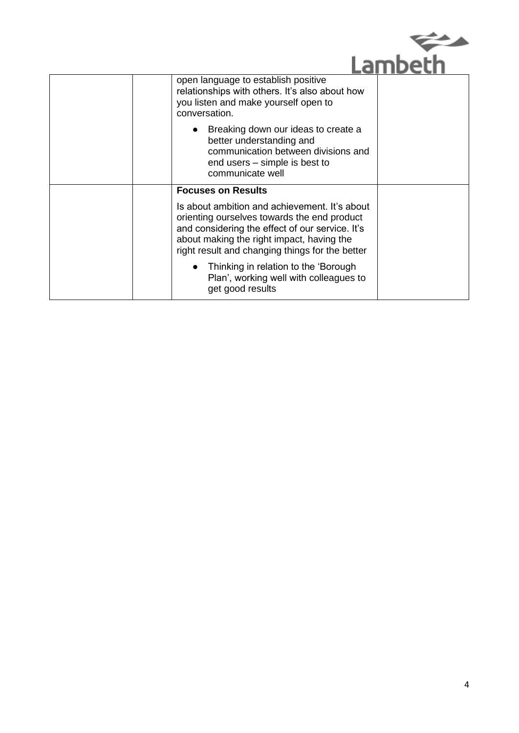| | | | |
|---|---|---|---|
| | | open language to establish positive relationships with others. It's also about how you listen and make yourself open to conversation.<br><br>• Breaking down our ideas to create a better understanding and communication between divisions and end users – simple is best to communicate well | |
| | | **Focuses on Results**<br><br>Is about ambition and achievement. It's about orienting ourselves towards the end product and considering the effect of our service. It's about making the right impact, having the right result and changing things for the better<br><br>• Thinking in relation to the 'Borough Plan', working well with colleagues to get good results | |